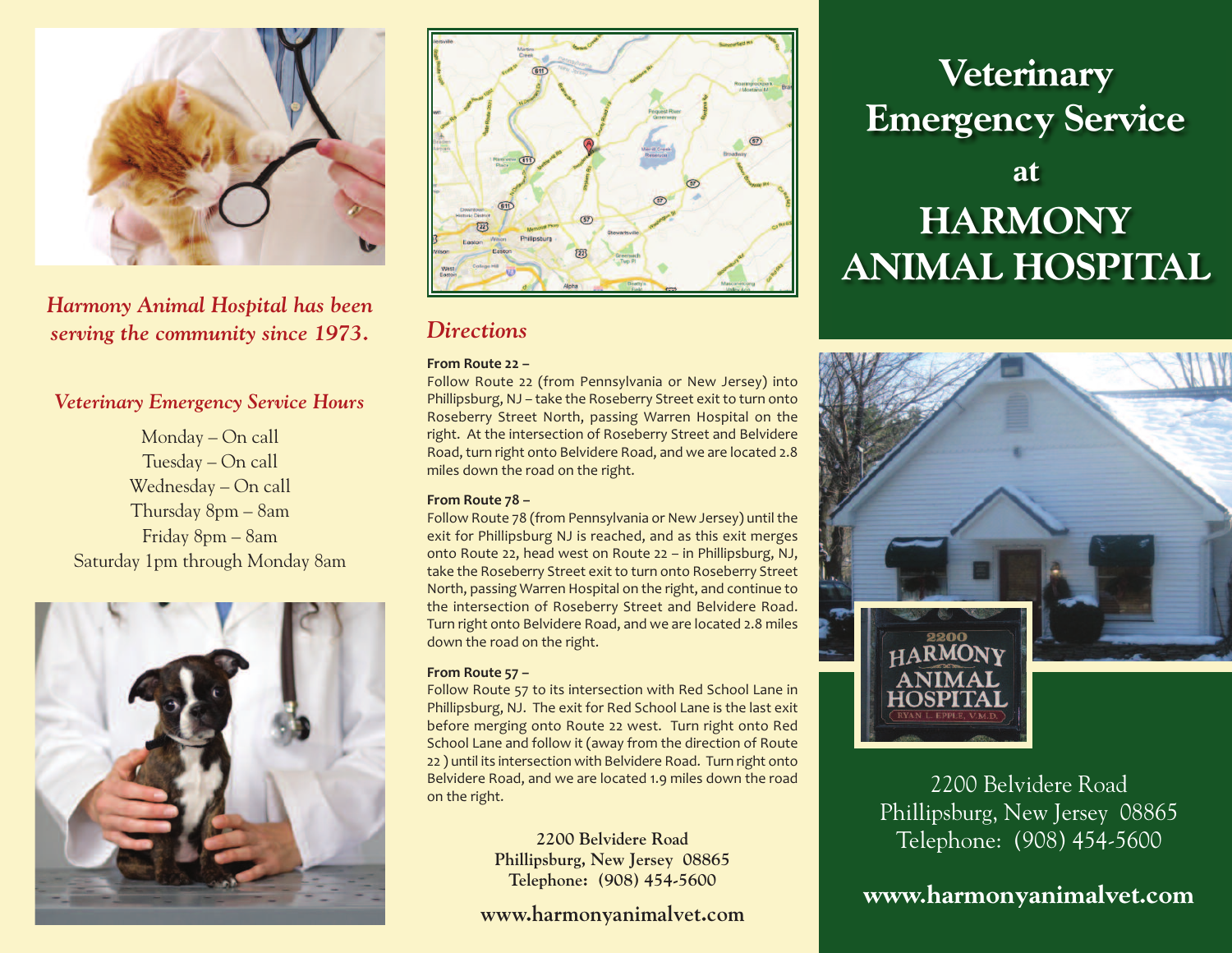# Veterinary Emergency Service at HARMONY ANIMAL HOSPITAL

2200 Belvidere Road
Phillipsburg, New Jersey 08865
Telephone: (908) 454-5600

**www.harmonyanimalvet.com**

*Harmony Animal Hospital has been serving the community since 1973.*

## *Veterinary Emergency Service Hours*

Monday – On call
Tuesday – On call
Wednesday – On call
Thursday 8pm – 8am
Friday 8pm – 8am
Saturday 1pm through Monday 8am

## *Directions*

**From Route 22 –**
Follow Route 22 (from Pennsylvania or New Jersey) into Phillipsburg, NJ – take the Roseberry Street exit to turn onto Roseberry Street North, passing Warren Hospital on the right. At the intersection of Roseberry Street and Belvidere Road, turn right onto Belvidere Road, and we are located 2.8 miles down the road on the right.

**From Route 78 –**
Follow Route 78 (from Pennsylvania or New Jersey) until the exit for Phillipsburg NJ is reached, and as this exit merges onto Route 22, head west on Route 22 – in Phillipsburg, NJ, take the Roseberry Street exit to turn onto Roseberry Street North, passing Warren Hospital on the right, and continue to the intersection of Roseberry Street and Belvidere Road. Turn right onto Belvidere Road, and we are located 2.8 miles down the road on the right.

**From Route 57 –**
Follow Route 57 to its intersection with Red School Lane in Phillipsburg, NJ. The exit for Red School Lane is the last exit before merging onto Route 22 west. Turn right onto Red School Lane and follow it (away from the direction of Route 22 ) until its intersection with Belvidere Road. Turn right onto Belvidere Road, and we are located 1.9 miles down the road on the right.

**2200 Belvidere Road**
**Phillipsburg, New Jersey 08865**
**Telephone: (908) 454-5600**

**www.harmonyanimalvet.com**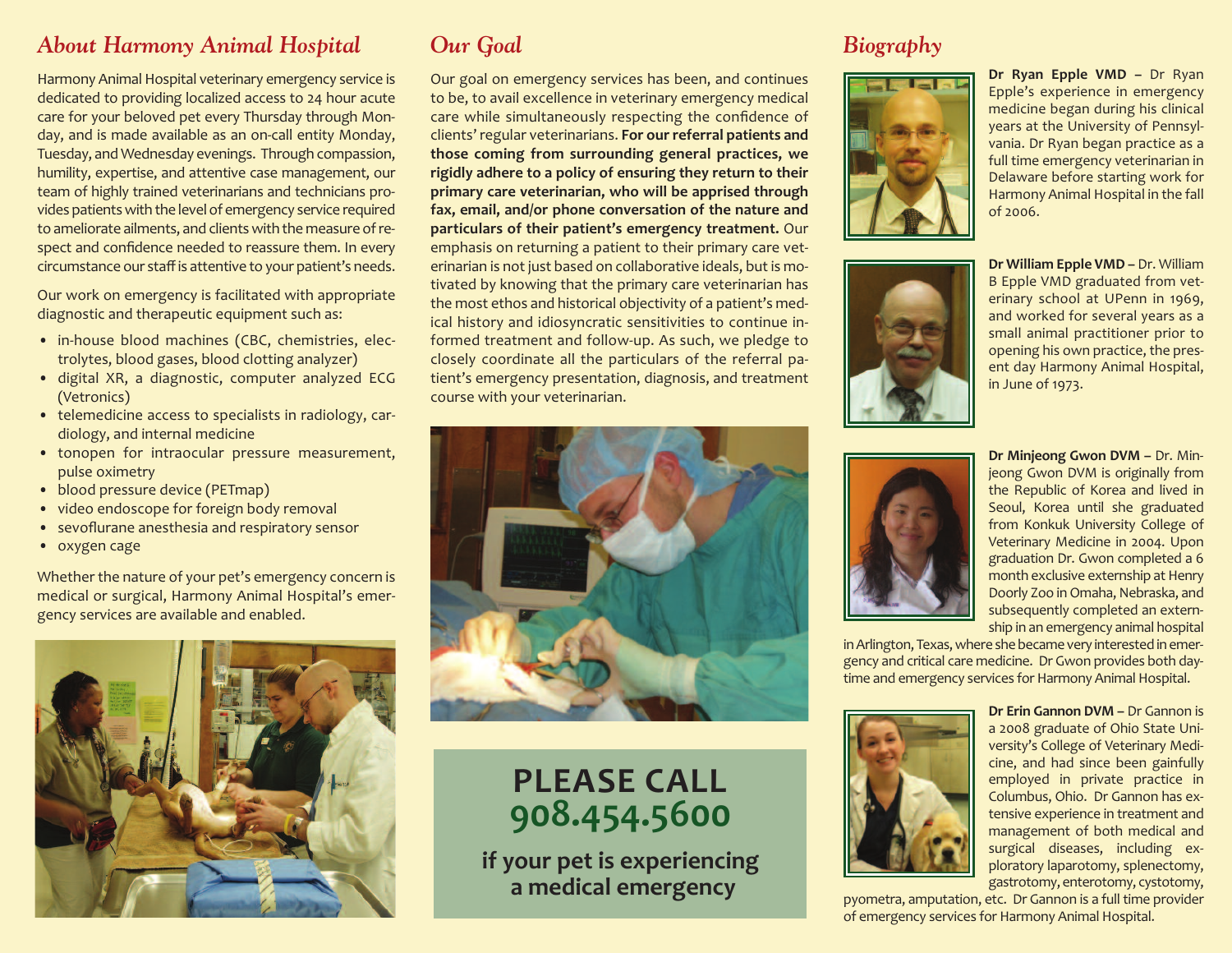## *About Harmony Animal Hospital*

Harmony Animal Hospital veterinary emergency service is dedicated to providing localized access to 24 hour acute care for your beloved pet every Thursday through Monday, and is made available as an on-call entity Monday, Tuesday, and Wednesday evenings. Through compassion, humility, expertise, and attentive case management, our team of highly trained veterinarians and technicians provides patients with the level of emergency service required to ameliorate ailments, and clients with the measure of respect and confidence needed to reassure them. In every circumstance our staff is attentive to your patient's needs.

Our work on emergency is facilitated with appropriate diagnostic and therapeutic equipment such as:

- in-house blood machines (CBC, chemistries, electrolytes, blood gases, blood clotting analyzer)
- digital XR, a diagnostic, computer analyzed ECG (Vetronics)
- telemedicine access to specialists in radiology, cardiology, and internal medicine
- tonopen for intraocular pressure measurement, pulse oximetry
- blood pressure device (PETmap)
- video endoscope for foreign body removal
- sevoflurane anesthesia and respiratory sensor
- oxygen cage

Whether the nature of your pet's emergency concern is medical or surgical, Harmony Animal Hospital's emergency services are available and enabled.

## *Our Goal*

Our goal on emergency services has been, and continues to be, to avail excellence in veterinary emergency medical care while simultaneously respecting the confidence of clients' regular veterinarians. **For our referral patients and those coming from surrounding general practices, we rigidly adhere to a policy of ensuring they return to their primary care veterinarian, who will be apprised through fax, email, and/or phone conversation of the nature and particulars of their patient's emergency treatment.** Our emphasis on returning a patient to their primary care veterinarian is not just based on collaborative ideals, but is motivated by knowing that the primary care veterinarian has the most ethos and historical objectivity of a patient's medical history and idiosyncratic sensitivities to continue informed treatment and follow-up. As such, we pledge to closely coordinate all the particulars of the referral patient's emergency presentation, diagnosis, and treatment course with your veterinarian.

**PLEASE CALL**
**908.454.5600**

**if your pet is experiencing a medical emergency**

## *Biography*

**Dr Ryan Epple VMD –** Dr Ryan Epple's experience in emergency medicine began during his clinical years at the University of Pennsylvania. Dr Ryan began practice as a full time emergency veterinarian in Delaware before starting work for Harmony Animal Hospital in the fall of 2006.

**Dr William Epple VMD –** Dr. William B Epple VMD graduated from veterinary school at UPenn in 1969, and worked for several years as a small animal practitioner prior to opening his own practice, the present day Harmony Animal Hospital, in June of 1973.

**Dr Minjeong Gwon DVM –** Dr. Minjeong Gwon DVM is originally from the Republic of Korea and lived in Seoul, Korea until she graduated from Konkuk University College of Veterinary Medicine in 2004. Upon graduation Dr. Gwon completed a 6 month exclusive externship at Henry Doorly Zoo in Omaha, Nebraska, and subsequently completed an externship in an emergency animal hospital in Arlington, Texas, where she became very interested in emergency and critical care medicine. Dr Gwon provides both daytime and emergency services for Harmony Animal Hospital.

**Dr Erin Gannon DVM –** Dr Gannon is a 2008 graduate of Ohio State University's College of Veterinary Medicine, and had since been gainfully employed in private practice in Columbus, Ohio. Dr Gannon has extensive experience in treatment and management of both medical and surgical diseases, including exploratory laparotomy, splenectomy, gastrotomy, enterotomy, cystotomy, pyometra, amputation, etc. Dr Gannon is a full time provider of emergency services for Harmony Animal Hospital.